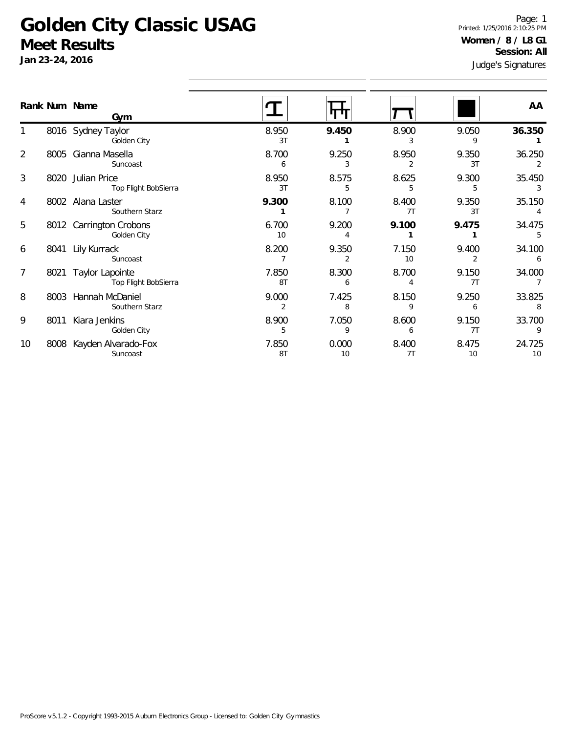# Golden City Classic USAG

## Meet Results

**Jan 23-24, 2016**

Printed: 1/25/2016 2:10:25 PM

**Women / 8 / L8 G1**

**Session: All**

Judge's Signatures

| Rank | Num | Name / Gym | Vault | Bars | Beam | Floor | AA |
|---|---|---|---|---|---|---|---|
| 1 | 8016 | Sydney Taylor<br>Golden City | 8.950<br>3T | **9.450**<br>**1** | 8.900<br>3 | 9.050<br>9 | **36.350**<br>**1** |
| 2 | 8005 | Gianna Masella<br>Suncoast | 8.700<br>6 | 9.250<br>3 | 8.950<br>2 | 9.350<br>3T | 36.250<br>2 |
| 3 | 8020 | Julian Price<br>Top Flight BobSierra | 8.950<br>3T | 8.575<br>5 | 8.625<br>5 | 9.300<br>5 | 35.450<br>3 |
| 4 | 8002 | Alana Laster<br>Southern Starz | **9.300**<br>**1** | 8.100<br>7 | 8.400<br>7T | 9.350<br>3T | 35.150<br>4 |
| 5 | 8012 | Carrington Crobons<br>Golden City | 6.700<br>10 | 9.200<br>4 | **9.100**<br>**1** | **9.475**<br>**1** | 34.475<br>5 |
| 6 | 8041 | Lily Kurrack<br>Suncoast | 8.200<br>7 | 9.350<br>2 | 7.150<br>10 | 9.400<br>2 | 34.100<br>6 |
| 7 | 8021 | Taylor Lapointe<br>Top Flight BobSierra | 7.850<br>8T | 8.300<br>6 | 8.700<br>4 | 9.150<br>7T | 34.000<br>7 |
| 8 | 8003 | Hannah McDaniel<br>Southern Starz | 9.000<br>2 | 7.425<br>8 | 8.150<br>9 | 9.250<br>6 | 33.825<br>8 |
| 9 | 8011 | Kiara Jenkins<br>Golden City | 8.900<br>5 | 7.050<br>9 | 8.600<br>6 | 9.150<br>7T | 33.700<br>9 |
| 10 | 8008 | Kayden Alvarado-Fox<br>Suncoast | 7.850<br>8T | 0.000<br>10 | 8.400<br>7T | 8.475<br>10 | 24.725<br>10 |

ProScore v5.1.2 - Copyright 1993-2015 Auburn Electronics Group - Licensed to: Golden City Gymnastics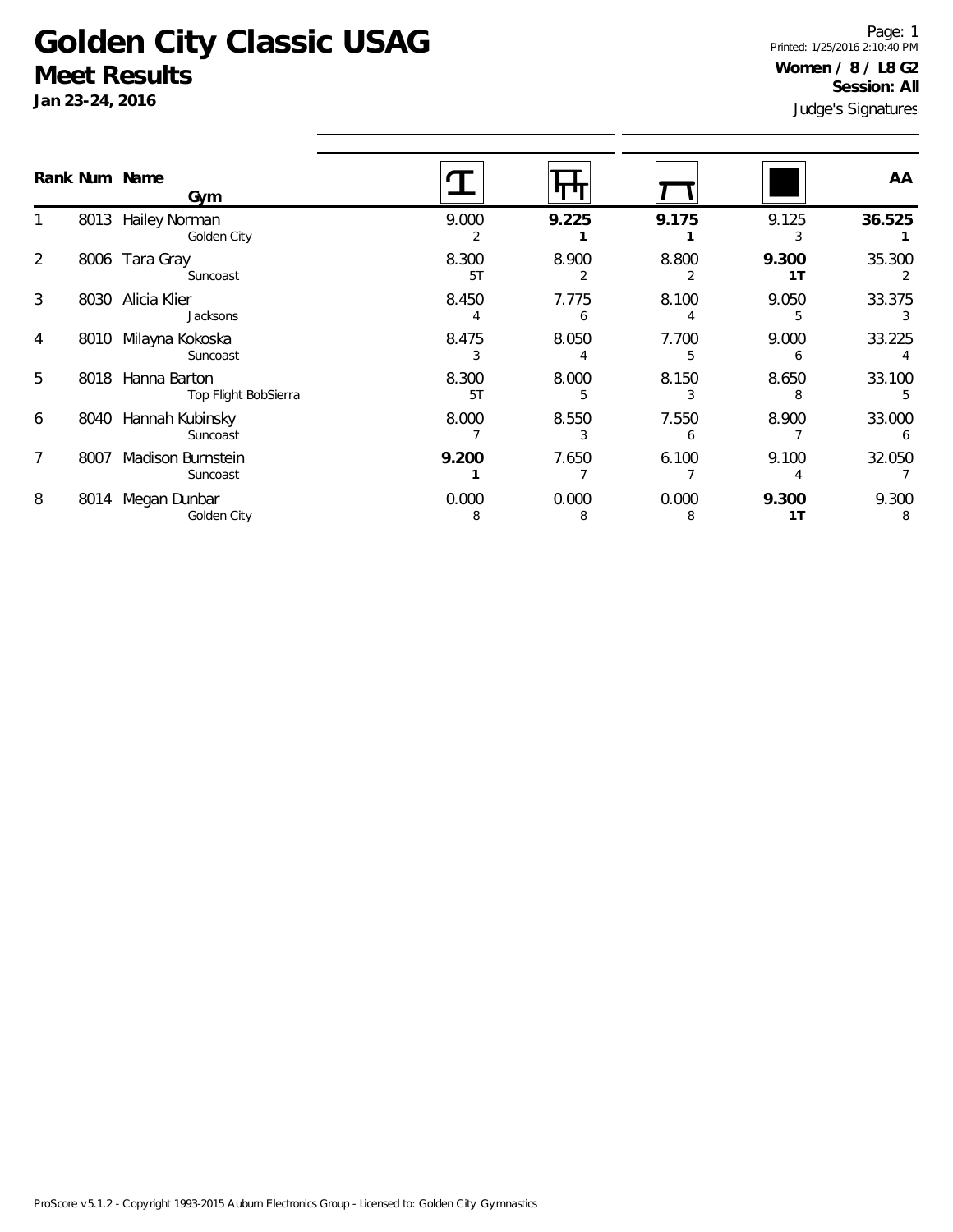# Golden City Classic USAG

## Meet Results

**Jan 23-24, 2016**

Printed: 1/25/2016 2:10:40 PM

**Women / 8 / L8 G2**

**Session: All**

Judge's Signatures

| Rank | Num | Name / Gym | Vault | Bars | Beam | Floor | AA |
|---|---|---|---|---|---|---|---|
| 1 | 8013 | Hailey Norman<br>Golden City | 9.000<br>2 | **9.225**<br>**1** | **9.175**<br>**1** | 9.125<br>3 | **36.525**<br>**1** |
| 2 | 8006 | Tara Gray<br>Suncoast | 8.300<br>5T | 8.900<br>2 | 8.800<br>2 | **9.300**<br>**1T** | 35.300<br>2 |
| 3 | 8030 | Alicia Klier<br>Jacksons | 8.450<br>4 | 7.775<br>6 | 8.100<br>4 | 9.050<br>5 | 33.375<br>3 |
| 4 | 8010 | Milayna Kokoska<br>Suncoast | 8.475<br>3 | 8.050<br>4 | 7.700<br>5 | 9.000<br>6 | 33.225<br>4 |
| 5 | 8018 | Hanna Barton<br>Top Flight BobSierra | 8.300<br>5T | 8.000<br>5 | 8.150<br>3 | 8.650<br>8 | 33.100<br>5 |
| 6 | 8040 | Hannah Kubinsky<br>Suncoast | 8.000<br>7 | 8.550<br>3 | 7.550<br>6 | 8.900<br>7 | 33.000<br>6 |
| 7 | 8007 | Madison Burnstein<br>Suncoast | **9.200**<br>**1** | 7.650<br>7 | 6.100<br>7 | 9.100<br>4 | 32.050<br>7 |
| 8 | 8014 | Megan Dunbar<br>Golden City | 0.000<br>8 | 0.000<br>8 | 0.000<br>8 | **9.300**<br>**1T** | 9.300<br>8 |

ProScore v5.1.2 - Copyright 1993-2015 Auburn Electronics Group - Licensed to: Golden City Gymnastics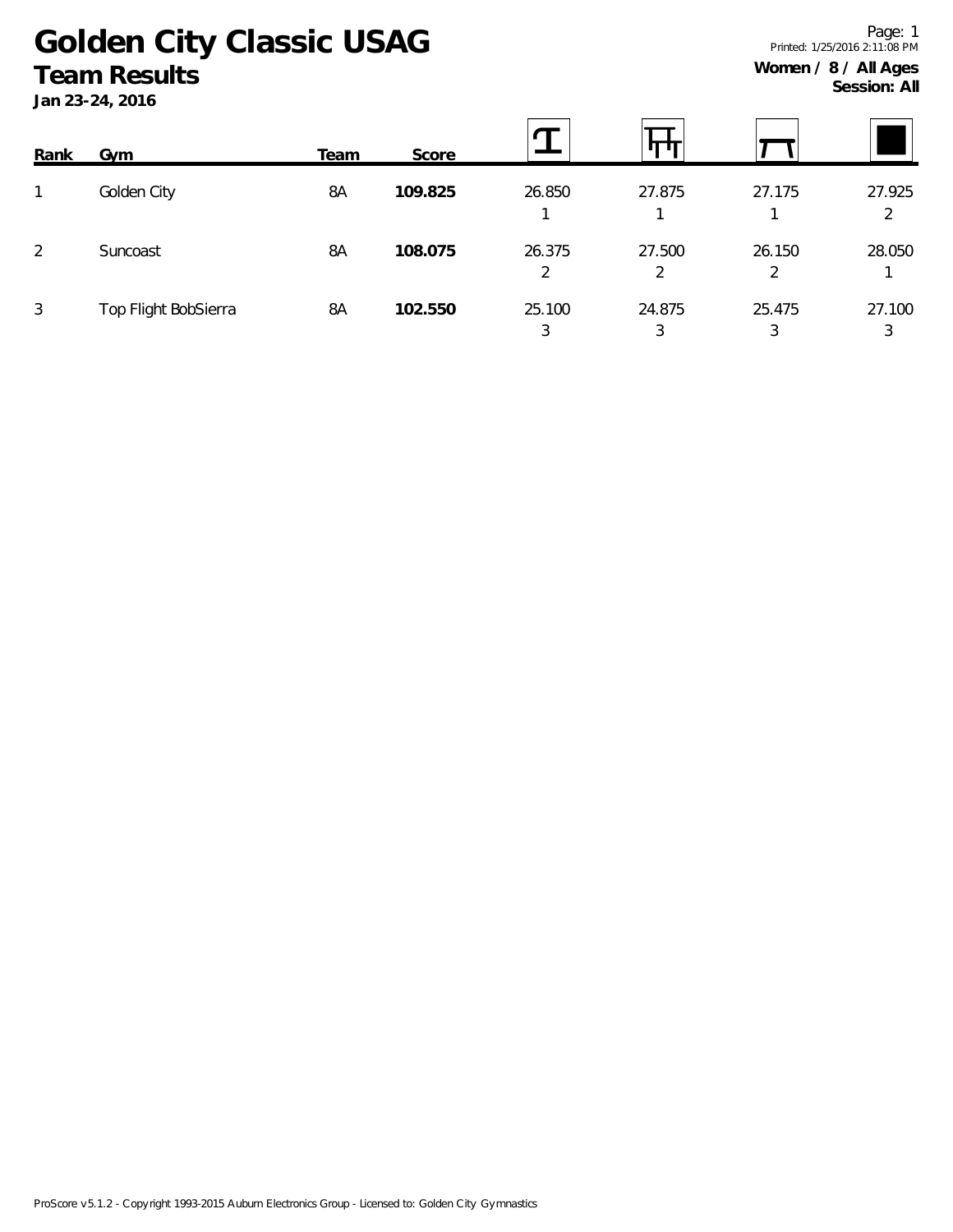# Golden City Classic USAG

## Team Results

**Jan 23-24, 2016**

**Women / 8 / All Ages**
**Session: All**

| Rank | Gym | Team | Score | Vault | Bars | Beam | Floor |
|---|---|---|---|---|---|---|---|
| 1 | Golden City | 8A | **109.825** | 26.850 1 | 27.875 1 | 27.175 1 | 27.925 2 |
| 2 | Suncoast | 8A | **108.075** | 26.375 2 | 27.500 2 | 26.150 2 | 28.050 1 |
| 3 | Top Flight BobSierra | 8A | **102.550** | 25.100 3 | 24.875 3 | 25.475 3 | 27.100 3 |

ProScore v5.1.2 - Copyright 1993-2015 Auburn Electronics Group - Licensed to: Golden City Gymnastics